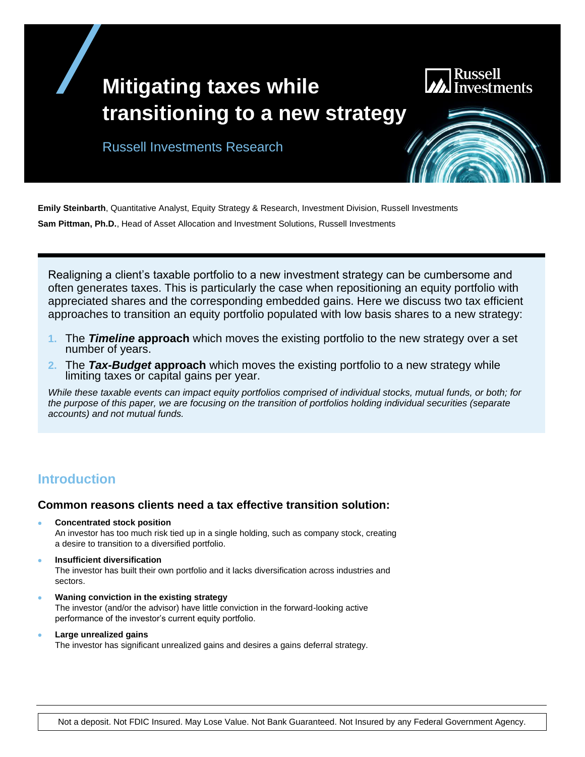# Mitigating taxes while transitioning to a new strategy

Russell Investments Research

**Emily Steinbarth**, Quantitative Analyst, Equity Strategy & Research, Investment Division, Russell Investments

**Sam Pittman, Ph.D.**, Head of Asset Allocation and Investment Solutions, Russell Investments

Realigning a client's taxable portfolio to a new investment strategy can be cumbersome and often generates taxes. This is particularly the case when repositioning an equity portfolio with appreciated shares and the corresponding embedded gains. Here we discuss two tax efficient approaches to transition an equity portfolio populated with low basis shares to a new strategy:

1. The ***Timeline* approach** which moves the existing portfolio to the new strategy over a set number of years.
2. The ***Tax-Budget* approach** which moves the existing portfolio to a new strategy while limiting taxes or capital gains per year.

*While these taxable events can impact equity portfolios comprised of individual stocks, mutual funds, or both; for the purpose of this paper, we are focusing on the transition of portfolios holding individual securities (separate accounts) and not mutual funds.*

## Introduction

### Common reasons clients need a tax effective transition solution:

- **Concentrated stock position**
  An investor has too much risk tied up in a single holding, such as company stock, creating a desire to transition to a diversified portfolio.
- **Insufficient diversification**
  The investor has built their own portfolio and it lacks diversification across industries and sectors.
- **Waning conviction in the existing strategy**
  The investor (and/or the advisor) have little conviction in the forward-looking active performance of the investor's current equity portfolio.
- **Large unrealized gains**
  The investor has significant unrealized gains and desires a gains deferral strategy.

Not a deposit. Not FDIC Insured. May Lose Value. Not Bank Guaranteed. Not Insured by any Federal Government Agency.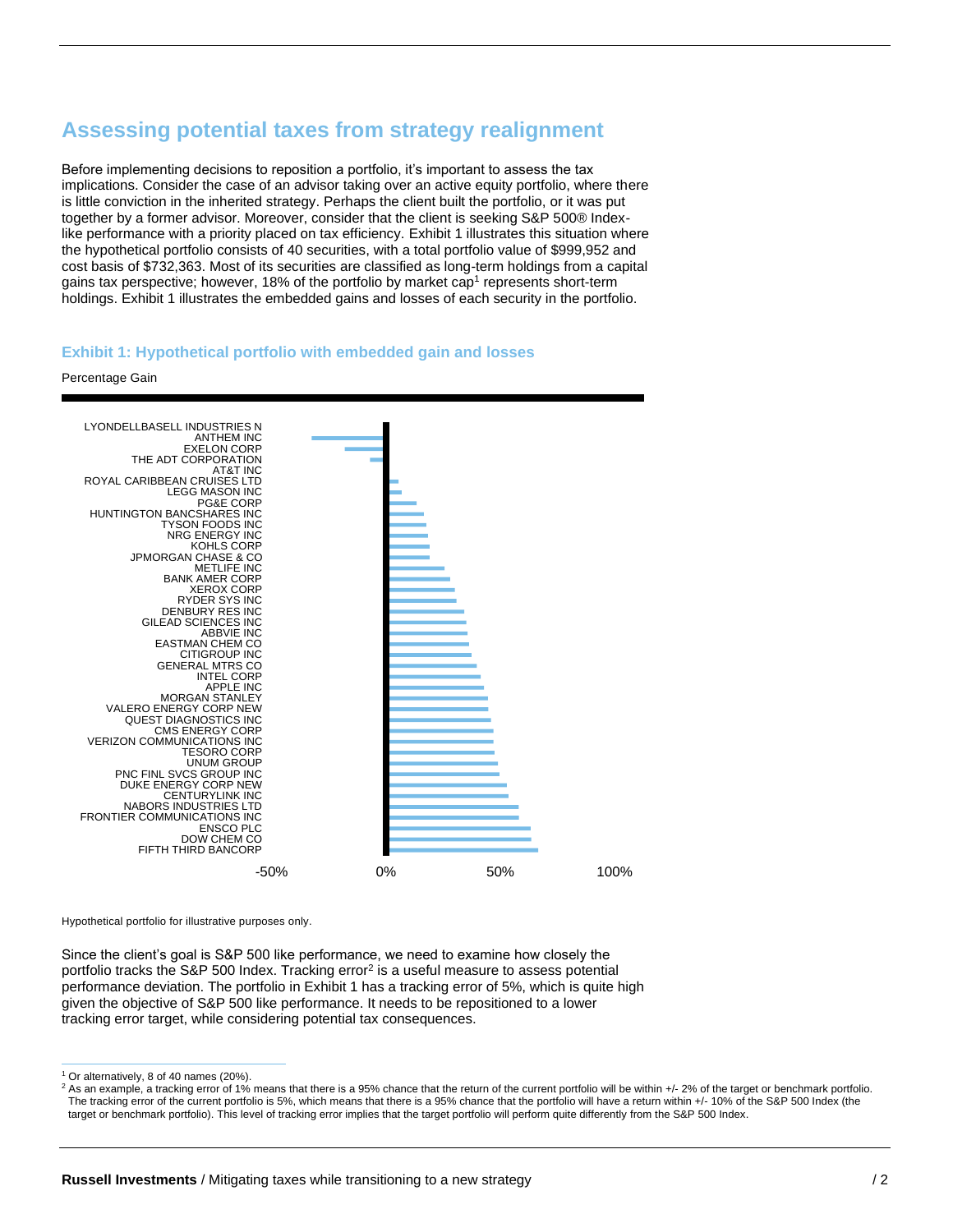## Assessing potential taxes from strategy realignment

Before implementing decisions to reposition a portfolio, it's important to assess the tax implications. Consider the case of an advisor taking over an active equity portfolio, where there is little conviction in the inherited strategy. Perhaps the client built the portfolio, or it was put together by a former advisor. Moreover, consider that the client is seeking S&P 500® Index-like performance with a priority placed on tax efficiency. Exhibit 1 illustrates this situation where the hypothetical portfolio consists of 40 securities, with a total portfolio value of $999,952 and cost basis of $732,363. Most of its securities are classified as long-term holdings from a capital gains tax perspective; however, 18% of the portfolio by market cap[1] represents short-term holdings. Exhibit 1 illustrates the embedded gains and losses of each security in the portfolio.

### Exhibit 1: Hypothetical portfolio with embedded gain and losses

Percentage Gain

LYONDELLBASELL INDUSTRIES N
ANTHEM INC
EXELON CORP
THE ADT CORPORATION
AT&T INC
ROYAL CARIBBEAN CRUISES LTD
LEGG MASON INC
PG&E CORP
HUNTINGTON BANCSHARES INC
TYSON FOODS INC
NRG ENERGY INC
KOHLS CORP
JPMORGAN CHASE & CO
METLIFE INC
BANK AMER CORP
XEROX CORP
RYDER SYS INC
DENBURY RES INC
GILEAD SCIENCES INC
ABBVIE INC
EASTMAN CHEM CO
CITIGROUP INC
GENERAL MTRS CO
INTEL CORP
APPLE INC
MORGAN STANLEY
VALERO ENERGY CORP NEW
QUEST DIAGNOSTICS INC
CMS ENERGY CORP
VERIZON COMMUNICATIONS INC
TESORO CORP
UNUM GROUP
PNC FINL SVCS GROUP INC
DUKE ENERGY CORP NEW
CENTURYLINK INC
NABORS INDUSTRIES LTD
FRONTIER COMMUNICATIONS INC
ENSCO PLC
DOW CHEM CO
FIFTH THIRD BANCORP

-50% 0% 50% 100%

Hypothetical portfolio for illustrative purposes only.

Since the client's goal is S&P 500 like performance, we need to examine how closely the portfolio tracks the S&P 500 Index. Tracking error[2] is a useful measure to assess potential performance deviation. The portfolio in Exhibit 1 has a tracking error of 5%, which is quite high given the objective of S&P 500 like performance. It needs to be repositioned to a lower tracking error target, while considering potential tax consequences.

[1] Or alternatively, 8 of 40 names (20%).

[2] As an example, a tracking error of 1% means that there is a 95% chance that the return of the current portfolio will be within +/- 2% of the target or benchmark portfolio. The tracking error of the current portfolio is 5%, which means that there is a 95% chance that the portfolio will have a return within +/- 10% of the S&P 500 Index (the target or benchmark portfolio). This level of tracking error implies that the target portfolio will perform quite differently from the S&P 500 Index.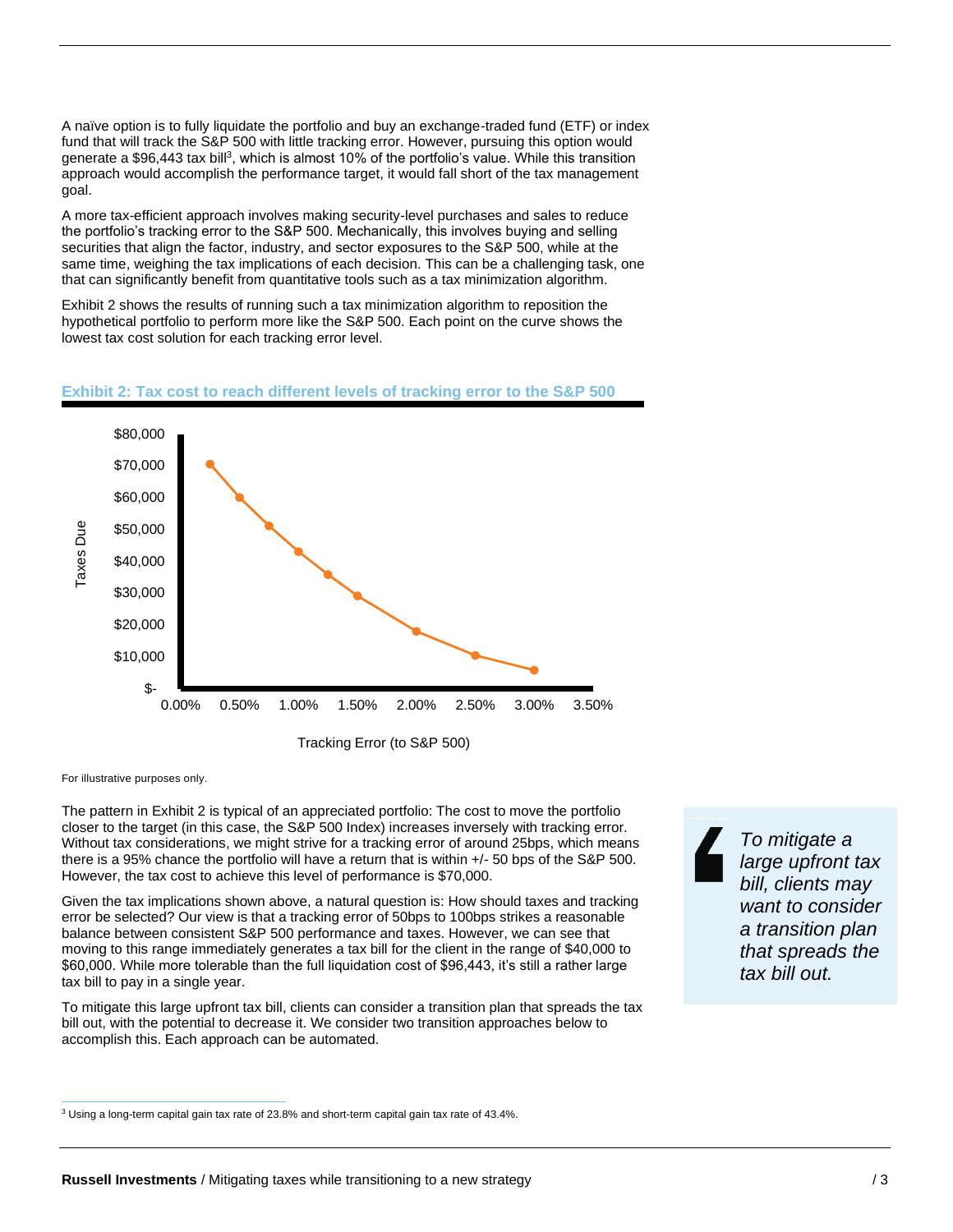A naïve option is to fully liquidate the portfolio and buy an exchange-traded fund (ETF) or index fund that will track the S&P 500 with little tracking error. However, pursuing this option would generate a $96,443 tax bill[3], which is almost 10% of the portfolio's value. While this transition approach would accomplish the performance target, it would fall short of the tax management goal.

A more tax-efficient approach involves making security-level purchases and sales to reduce the portfolio's tracking error to the S&P 500. Mechanically, this involves buying and selling securities that align the factor, industry, and sector exposures to the S&P 500, while at the same time, weighing the tax implications of each decision. This can be a challenging task, one that can significantly benefit from quantitative tools such as a tax minimization algorithm.

Exhibit 2 shows the results of running such a tax minimization algorithm to reposition the hypothetical portfolio to perform more like the S&P 500. Each point on the curve shows the lowest tax cost solution for each tracking error level.

**Exhibit 2: Tax cost to reach different levels of tracking error to the S&P 500**

For illustrative purposes only.

The pattern in Exhibit 2 is typical of an appreciated portfolio: The cost to move the portfolio closer to the target (in this case, the S&P 500 Index) increases inversely with tracking error. Without tax considerations, we might strive for a tracking error of around 25bps, which means there is a 95% chance the portfolio will have a return that is within +/- 50 bps of the S&P 500. However, the tax cost to achieve this level of performance is $70,000.

Given the tax implications shown above, a natural question is: How should taxes and tracking error be selected? Our view is that a tracking error of 50bps to 100bps strikes a reasonable balance between consistent S&P 500 performance and taxes. However, we can see that moving to this range immediately generates a tax bill for the client in the range of $40,000 to $60,000. While more tolerable than the full liquidation cost of $96,443, it's still a rather large tax bill to pay in a single year.

To mitigate this large upfront tax bill, clients can consider a transition plan that spreads the tax bill out, with the potential to decrease it. We consider two transition approaches below to accomplish this. Each approach can be automated.

> *To mitigate a large upfront tax bill, clients may want to consider a transition plan that spreads the tax bill out.*

[3] Using a long-term capital gain tax rate of 23.8% and short-term capital gain tax rate of 43.4%.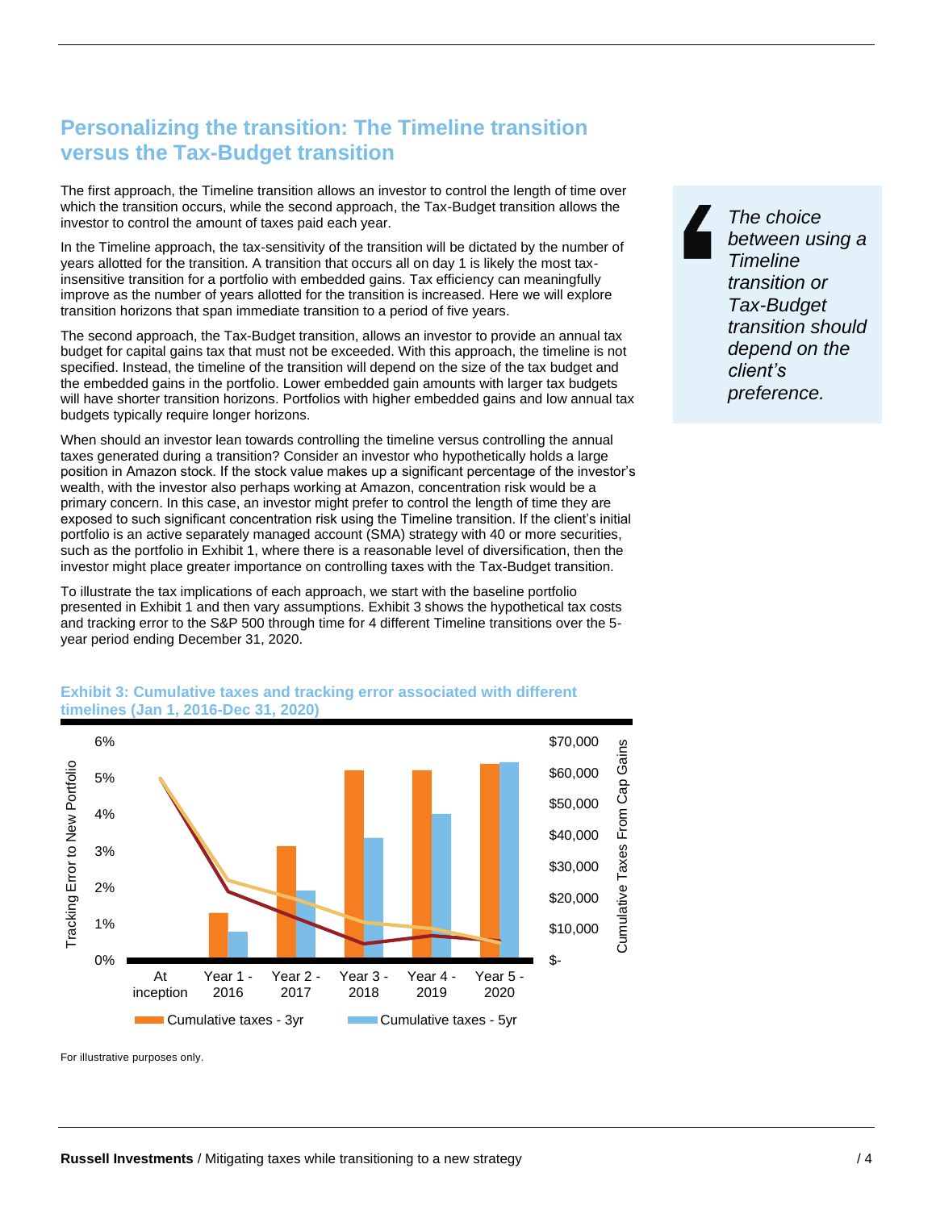## Personalizing the transition: The Timeline transition versus the Tax-Budget transition

The first approach, the Timeline transition allows an investor to control the length of time over which the transition occurs, while the second approach, the Tax-Budget transition allows the investor to control the amount of taxes paid each year.

In the Timeline approach, the tax-sensitivity of the transition will be dictated by the number of years allotted for the transition. A transition that occurs all on day 1 is likely the most tax-insensitive transition for a portfolio with embedded gains. Tax efficiency can meaningfully improve as the number of years allotted for the transition is increased. Here we will explore transition horizons that span immediate transition to a period of five years.

The second approach, the Tax-Budget transition, allows an investor to provide an annual tax budget for capital gains tax that must not be exceeded. With this approach, the timeline is not specified. Instead, the timeline of the transition will depend on the size of the tax budget and the embedded gains in the portfolio. Lower embedded gain amounts with larger tax budgets will have shorter transition horizons. Portfolios with higher embedded gains and low annual tax budgets typically require longer horizons.

When should an investor lean towards controlling the timeline versus controlling the annual taxes generated during a transition? Consider an investor who hypothetically holds a large position in Amazon stock. If the stock value makes up a significant percentage of the investor's wealth, with the investor also perhaps working at Amazon, concentration risk would be a primary concern. In this case, an investor might prefer to control the length of time they are exposed to such significant concentration risk using the Timeline transition. If the client's initial portfolio is an active separately managed account (SMA) strategy with 40 or more securities, such as the portfolio in Exhibit 1, where there is a reasonable level of diversification, then the investor might place greater importance on controlling taxes with the Tax-Budget transition.

To illustrate the tax implications of each approach, we start with the baseline portfolio presented in Exhibit 1 and then vary assumptions. Exhibit 3 shows the hypothetical tax costs and tracking error to the S&P 500 through time for 4 different Timeline transitions over the 5-year period ending December 31, 2020.

> *The choice between using a Timeline transition or Tax-Budget transition should depend on the client's preference.*

**Exhibit 3: Cumulative taxes and tracking error associated with different timelines (Jan 1, 2016-Dec 31, 2020)**

For illustrative purposes only.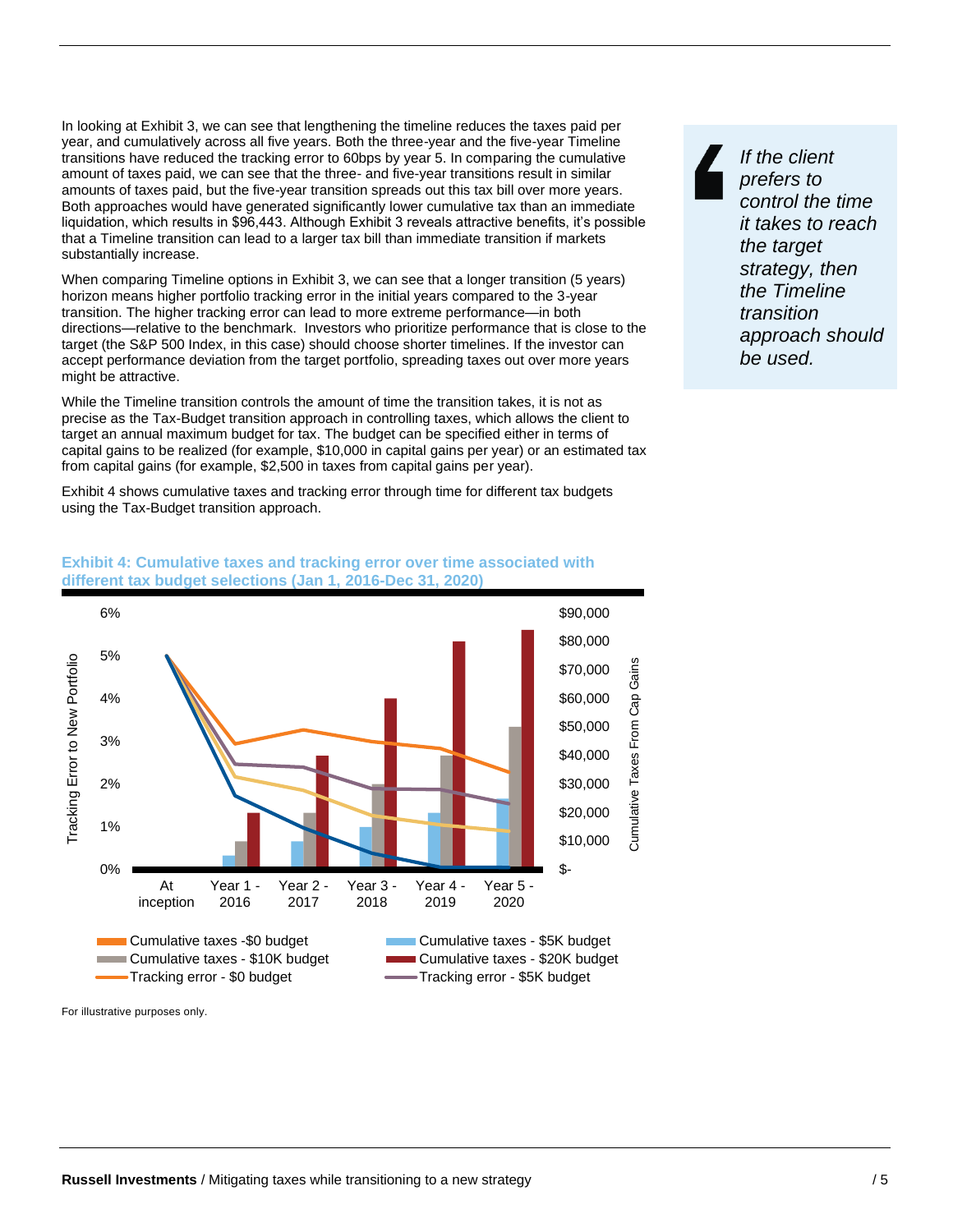In looking at Exhibit 3, we can see that lengthening the timeline reduces the taxes paid per year, and cumulatively across all five years. Both the three-year and the five-year Timeline transitions have reduced the tracking error to 60bps by year 5. In comparing the cumulative amount of taxes paid, we can see that the three- and five-year transitions result in similar amounts of taxes paid, but the five-year transition spreads out this tax bill over more years. Both approaches would have generated significantly lower cumulative tax than an immediate liquidation, which results in $96,443. Although Exhibit 3 reveals attractive benefits, it's possible that a Timeline transition can lead to a larger tax bill than immediate transition if markets substantially increase.

When comparing Timeline options in Exhibit 3, we can see that a longer transition (5 years) horizon means higher portfolio tracking error in the initial years compared to the 3-year transition. The higher tracking error can lead to more extreme performance—in both directions—relative to the benchmark. Investors who prioritize performance that is close to the target (the S&P 500 Index, in this case) should choose shorter timelines. If the investor can accept performance deviation from the target portfolio, spreading taxes out over more years might be attractive.

> *If the client prefers to control the time it takes to reach the target strategy, then the Timeline transition approach should be used.*

While the Timeline transition controls the amount of time the transition takes, it is not as precise as the Tax-Budget transition approach in controlling taxes, which allows the client to target an annual maximum budget for tax. The budget can be specified either in terms of capital gains to be realized (for example, $10,000 in capital gains per year) or an estimated tax from capital gains (for example, $2,500 in taxes from capital gains per year).

Exhibit 4 shows cumulative taxes and tracking error through time for different tax budgets using the Tax-Budget transition approach.

**Exhibit 4: Cumulative taxes and tracking error over time associated with different tax budget selections (Jan 1, 2016-Dec 31, 2020)**

For illustrative purposes only.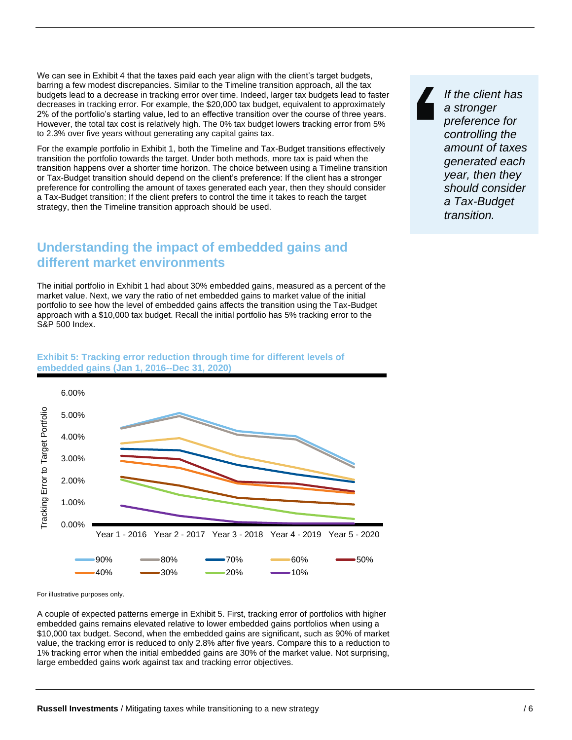We can see in Exhibit 4 that the taxes paid each year align with the client's target budgets, barring a few modest discrepancies. Similar to the Timeline transition approach, all the tax budgets lead to a decrease in tracking error over time. Indeed, larger tax budgets lead to faster decreases in tracking error. For example, the $20,000 tax budget, equivalent to approximately 2% of the portfolio's starting value, led to an effective transition over the course of three years. However, the total tax cost is relatively high. The 0% tax budget lowers tracking error from 5% to 2.3% over five years without generating any capital gains tax.

For the example portfolio in Exhibit 1, both the Timeline and Tax-Budget transitions effectively transition the portfolio towards the target. Under both methods, more tax is paid when the transition happens over a shorter time horizon. The choice between using a Timeline transition or Tax-Budget transition should depend on the client's preference: If the client has a stronger preference for controlling the amount of taxes generated each year, then they should consider a Tax-Budget transition; If the client prefers to control the time it takes to reach the target strategy, then the Timeline transition approach should be used.

> *If the client has a stronger preference for controlling the amount of taxes generated each year, then they should consider a Tax-Budget transition.*

## Understanding the impact of embedded gains and different market environments

The initial portfolio in Exhibit 1 had about 30% embedded gains, measured as a percent of the market value. Next, we vary the ratio of net embedded gains to market value of the initial portfolio to see how the level of embedded gains affects the transition using the Tax-Budget approach with a $10,000 tax budget. Recall the initial portfolio has 5% tracking error to the S&P 500 Index.

**Exhibit 5: Tracking error reduction through time for different levels of embedded gains (Jan 1, 2016--Dec 31, 2020)**

For illustrative purposes only.

A couple of expected patterns emerge in Exhibit 5. First, tracking error of portfolios with higher embedded gains remains elevated relative to lower embedded gains portfolios when using a $10,000 tax budget. Second, when the embedded gains are significant, such as 90% of market value, the tracking error is reduced to only 2.8% after five years. Compare this to a reduction to 1% tracking error when the initial embedded gains are 30% of the market value. Not surprising, large embedded gains work against tax and tracking error objectives.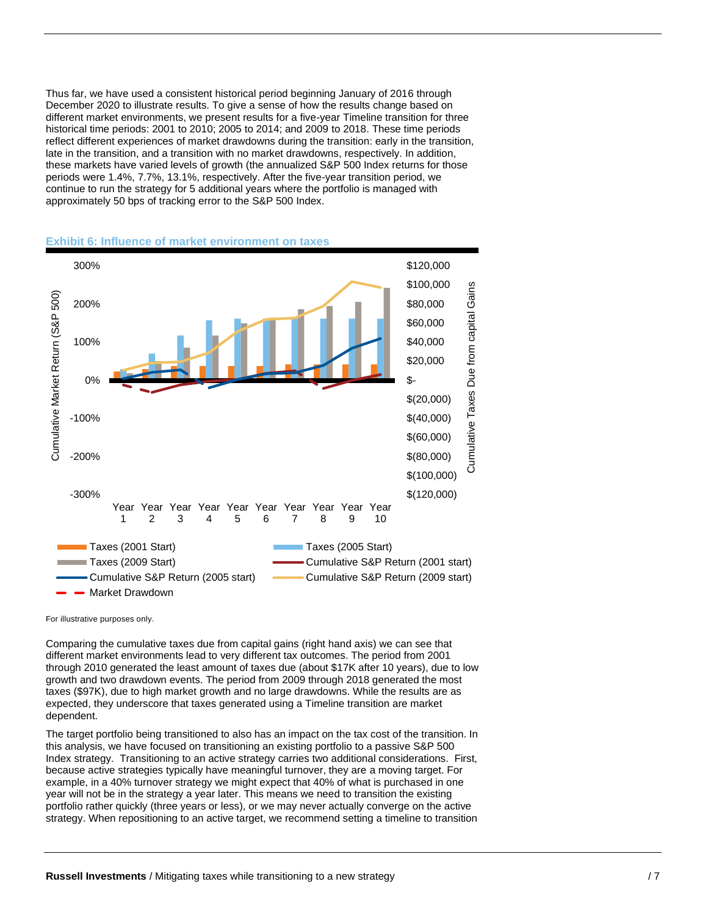Thus far, we have used a consistent historical period beginning January of 2016 through December 2020 to illustrate results. To give a sense of how the results change based on different market environments, we present results for a five-year Timeline transition for three historical time periods: 2001 to 2010; 2005 to 2014; and 2009 to 2018. These time periods reflect different experiences of market drawdowns during the transition: early in the transition, late in the transition, and a transition with no market drawdowns, respectively. In addition, these markets have varied levels of growth (the annualized S&P 500 Index returns for those periods were 1.4%, 7.7%, 13.1%, respectively. After the five-year transition period, we continue to run the strategy for 5 additional years where the portfolio is managed with approximately 50 bps of tracking error to the S&P 500 Index.

### Exhibit 6: Influence of market environment on taxes

For illustrative purposes only.

Comparing the cumulative taxes due from capital gains (right hand axis) we can see that different market environments lead to very different tax outcomes. The period from 2001 through 2010 generated the least amount of taxes due (about $17K after 10 years), due to low growth and two drawdown events. The period from 2009 through 2018 generated the most taxes ($97K), due to high market growth and no large drawdowns. While the results are as expected, they underscore that taxes generated using a Timeline transition are market dependent.

The target portfolio being transitioned to also has an impact on the tax cost of the transition. In this analysis, we have focused on transitioning an existing portfolio to a passive S&P 500 Index strategy. Transitioning to an active strategy carries two additional considerations. First, because active strategies typically have meaningful turnover, they are a moving target. For example, in a 40% turnover strategy we might expect that 40% of what is purchased in one year will not be in the strategy a year later. This means we need to transition the existing portfolio rather quickly (three years or less), or we may never actually converge on the active strategy. When repositioning to an active target, we recommend setting a timeline to transition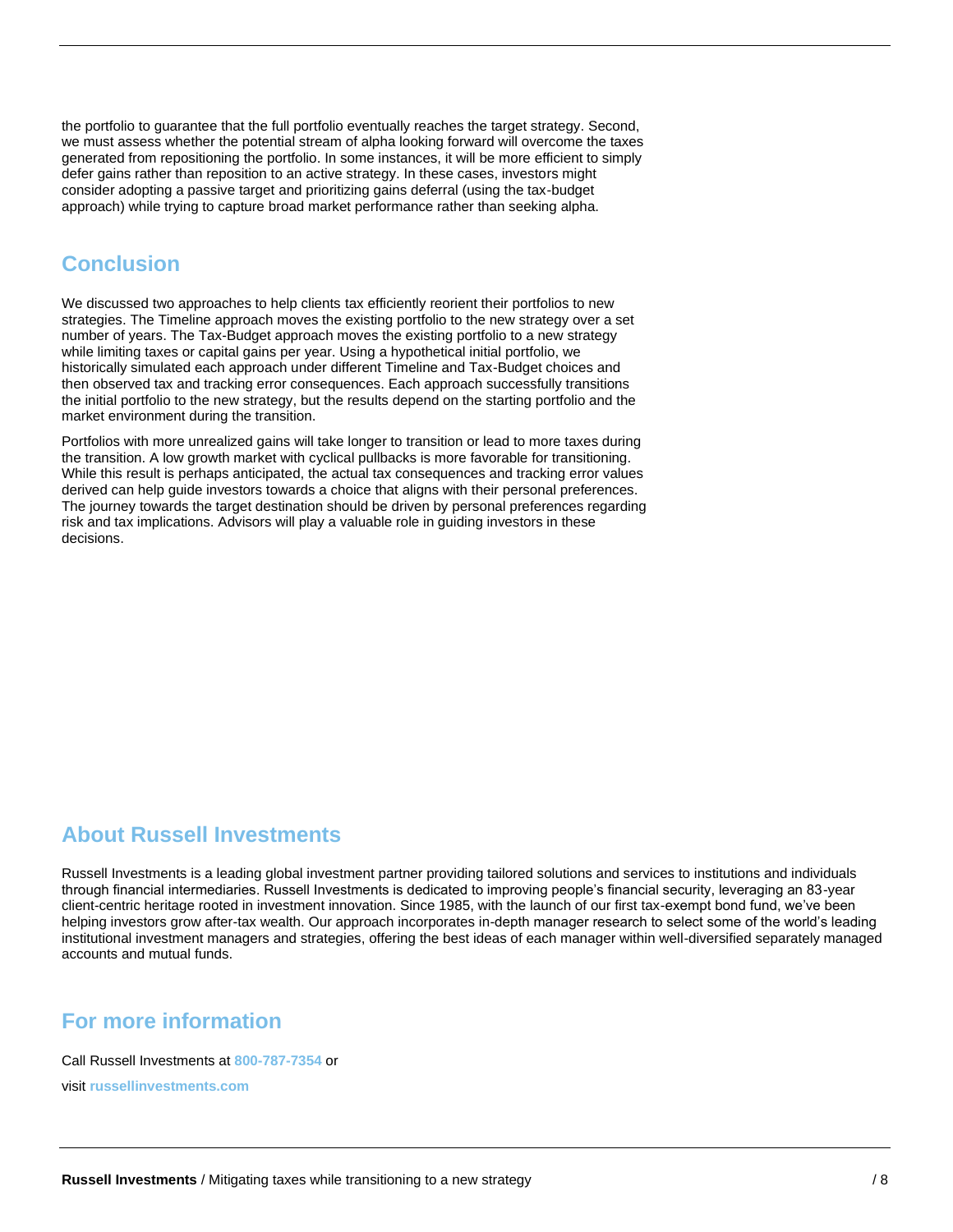the portfolio to guarantee that the full portfolio eventually reaches the target strategy. Second, we must assess whether the potential stream of alpha looking forward will overcome the taxes generated from repositioning the portfolio. In some instances, it will be more efficient to simply defer gains rather than reposition to an active strategy. In these cases, investors might consider adopting a passive target and prioritizing gains deferral (using the tax-budget approach) while trying to capture broad market performance rather than seeking alpha.

## Conclusion

We discussed two approaches to help clients tax efficiently reorient their portfolios to new strategies. The Timeline approach moves the existing portfolio to the new strategy over a set number of years. The Tax-Budget approach moves the existing portfolio to a new strategy while limiting taxes or capital gains per year. Using a hypothetical initial portfolio, we historically simulated each approach under different Timeline and Tax-Budget choices and then observed tax and tracking error consequences. Each approach successfully transitions the initial portfolio to the new strategy, but the results depend on the starting portfolio and the market environment during the transition.

Portfolios with more unrealized gains will take longer to transition or lead to more taxes during the transition. A low growth market with cyclical pullbacks is more favorable for transitioning. While this result is perhaps anticipated, the actual tax consequences and tracking error values derived can help guide investors towards a choice that aligns with their personal preferences. The journey towards the target destination should be driven by personal preferences regarding risk and tax implications. Advisors will play a valuable role in guiding investors in these decisions.

## About Russell Investments

Russell Investments is a leading global investment partner providing tailored solutions and services to institutions and individuals through financial intermediaries. Russell Investments is dedicated to improving people's financial security, leveraging an 83-year client-centric heritage rooted in investment innovation. Since 1985, with the launch of our first tax-exempt bond fund, we've been helping investors grow after-tax wealth. Our approach incorporates in-depth manager research to select some of the world's leading institutional investment managers and strategies, offering the best ideas of each manager within well-diversified separately managed accounts and mutual funds.

## For more information

Call Russell Investments at **800-787-7354** or

visit **russellinvestments.com**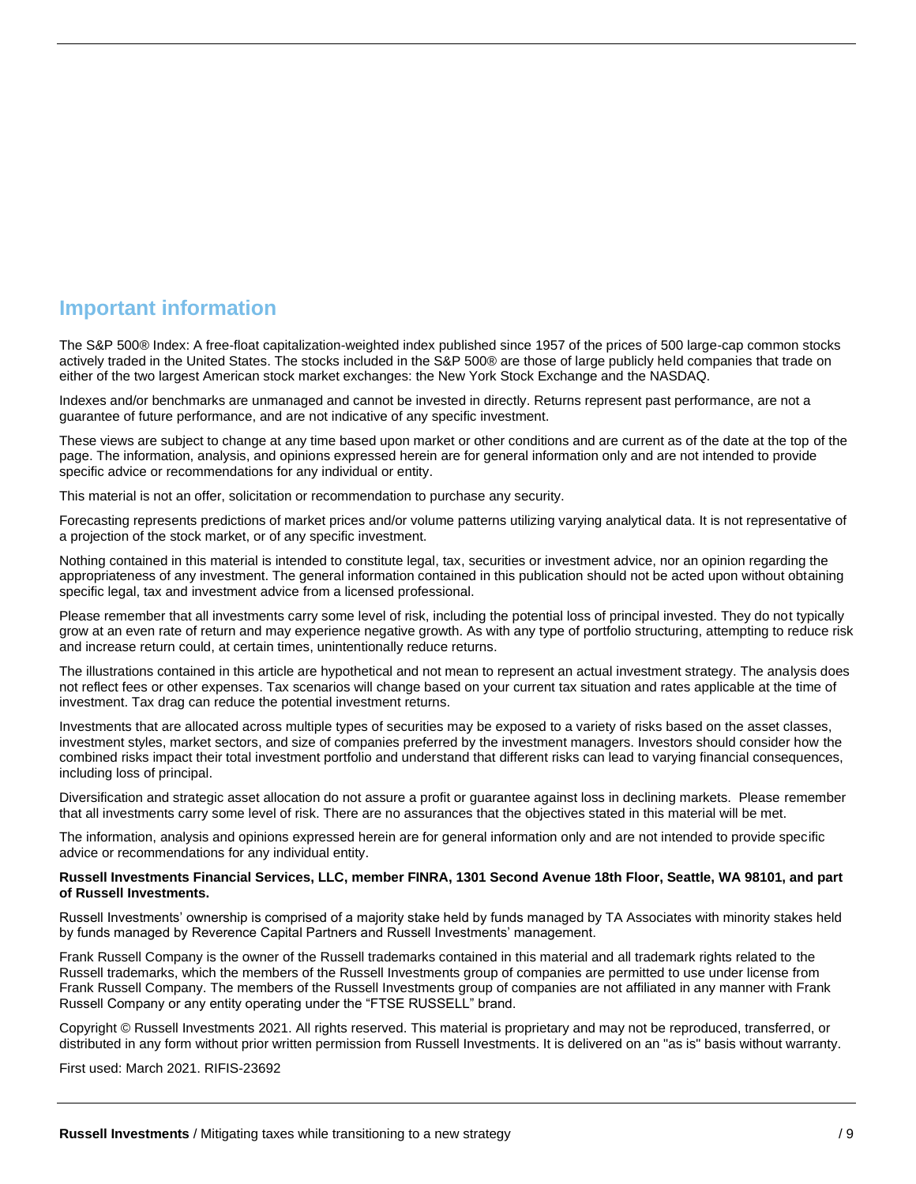## Important information

The S&P 500® Index: A free-float capitalization-weighted index published since 1957 of the prices of 500 large-cap common stocks actively traded in the United States. The stocks included in the S&P 500® are those of large publicly held companies that trade on either of the two largest American stock market exchanges: the New York Stock Exchange and the NASDAQ.

Indexes and/or benchmarks are unmanaged and cannot be invested in directly. Returns represent past performance, are not a guarantee of future performance, and are not indicative of any specific investment.

These views are subject to change at any time based upon market or other conditions and are current as of the date at the top of the page. The information, analysis, and opinions expressed herein are for general information only and are not intended to provide specific advice or recommendations for any individual or entity.

This material is not an offer, solicitation or recommendation to purchase any security.

Forecasting represents predictions of market prices and/or volume patterns utilizing varying analytical data. It is not representative of a projection of the stock market, or of any specific investment.

Nothing contained in this material is intended to constitute legal, tax, securities or investment advice, nor an opinion regarding the appropriateness of any investment. The general information contained in this publication should not be acted upon without obtaining specific legal, tax and investment advice from a licensed professional.

Please remember that all investments carry some level of risk, including the potential loss of principal invested. They do not typically grow at an even rate of return and may experience negative growth. As with any type of portfolio structuring, attempting to reduce risk and increase return could, at certain times, unintentionally reduce returns.

The illustrations contained in this article are hypothetical and not mean to represent an actual investment strategy. The analysis does not reflect fees or other expenses. Tax scenarios will change based on your current tax situation and rates applicable at the time of investment. Tax drag can reduce the potential investment returns.

Investments that are allocated across multiple types of securities may be exposed to a variety of risks based on the asset classes, investment styles, market sectors, and size of companies preferred by the investment managers. Investors should consider how the combined risks impact their total investment portfolio and understand that different risks can lead to varying financial consequences, including loss of principal.

Diversification and strategic asset allocation do not assure a profit or guarantee against loss in declining markets. Please remember that all investments carry some level of risk. There are no assurances that the objectives stated in this material will be met.

The information, analysis and opinions expressed herein are for general information only and are not intended to provide specific advice or recommendations for any individual entity.

**Russell Investments Financial Services, LLC, member FINRA, 1301 Second Avenue 18th Floor, Seattle, WA 98101, and part of Russell Investments.**

Russell Investments' ownership is comprised of a majority stake held by funds managed by TA Associates with minority stakes held by funds managed by Reverence Capital Partners and Russell Investments' management.

Frank Russell Company is the owner of the Russell trademarks contained in this material and all trademark rights related to the Russell trademarks, which the members of the Russell Investments group of companies are permitted to use under license from Frank Russell Company. The members of the Russell Investments group of companies are not affiliated in any manner with Frank Russell Company or any entity operating under the "FTSE RUSSELL" brand.

Copyright © Russell Investments 2021. All rights reserved. This material is proprietary and may not be reproduced, transferred, or distributed in any form without prior written permission from Russell Investments. It is delivered on an "as is" basis without warranty.

First used: March 2021. RIFIS-23692